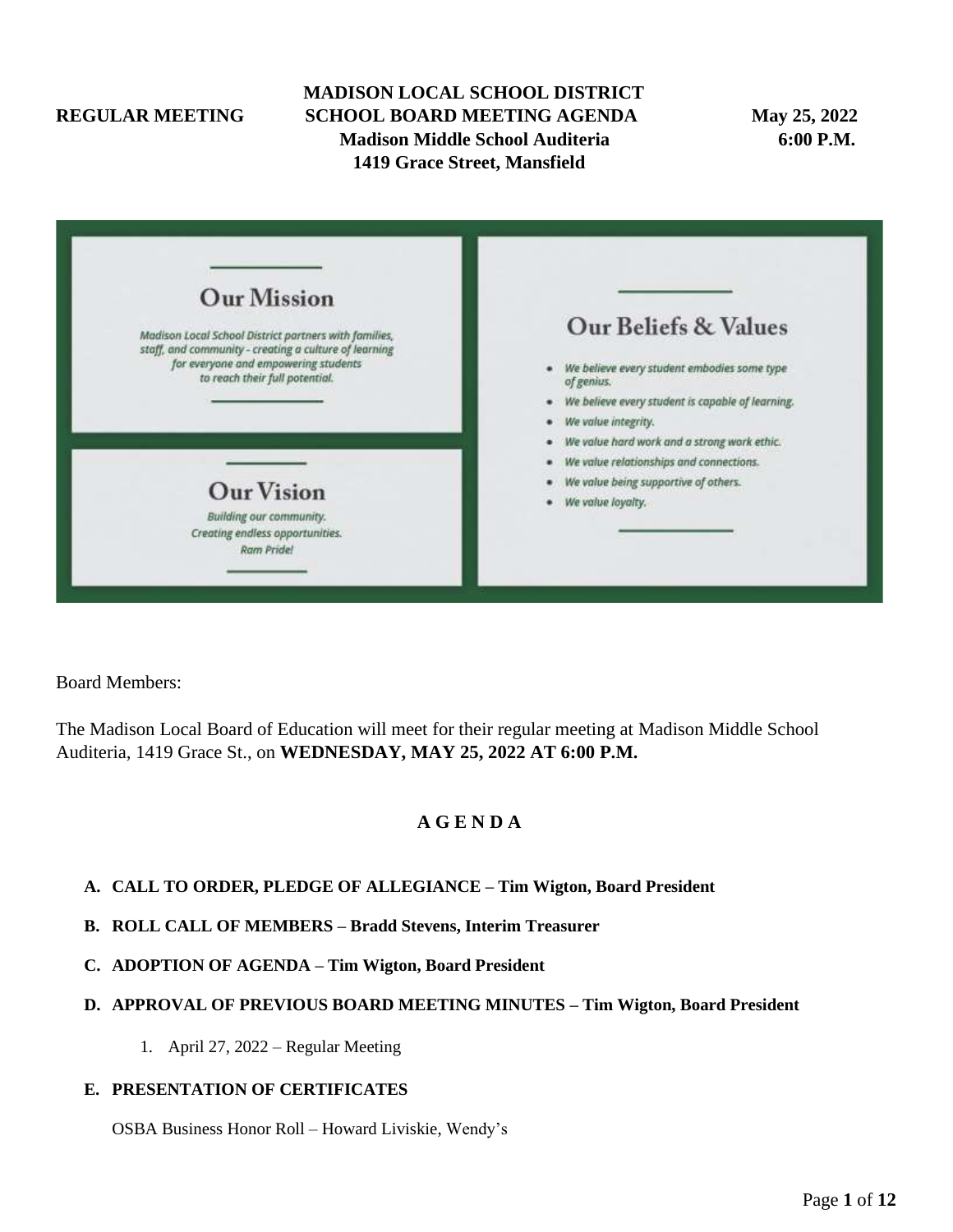# MADISON LOCAL SCHOOL DISTRICT

**REGULAR MEETING** **SCHOOL BOARD MEETING AGENDA** **May 25, 2022**

**Madison Middle School Auditeria** **6:00 P.M.**

**1419 Grace Street, Mansfield**

## Our Mission

*Madison Local School District partners with families, staff, and community - creating a culture of learning for everyone and empowering students to reach their full potential.*

## Our Vision

*Building our community.*
*Creating endless opportunities.*
*Ram Pride!*

## Our Beliefs & Values

- *We believe every student embodies some type of genius.*
- *We believe every student is capable of learning.*
- *We value integrity.*
- *We value hard work and a strong work ethic.*
- *We value relationships and connections.*
- *We value being supportive of others.*
- *We value loyalty.*

Board Members:

The Madison Local Board of Education will meet for their regular meeting at Madison Middle School Auditeria, 1419 Grace St., on **WEDNESDAY, MAY 25, 2022 AT 6:00 P.M.**

## A G E N D A

**A. CALL TO ORDER, PLEDGE OF ALLEGIANCE – Tim Wigton, Board President**

**B. ROLL CALL OF MEMBERS – Bradd Stevens, Interim Treasurer**

**C. ADOPTION OF AGENDA – Tim Wigton, Board President**

**D. APPROVAL OF PREVIOUS BOARD MEETING MINUTES – Tim Wigton, Board President**

1. April 27, 2022 – Regular Meeting

**E. PRESENTATION OF CERTIFICATES**

OSBA Business Honor Roll – Howard Liviskie, Wendy's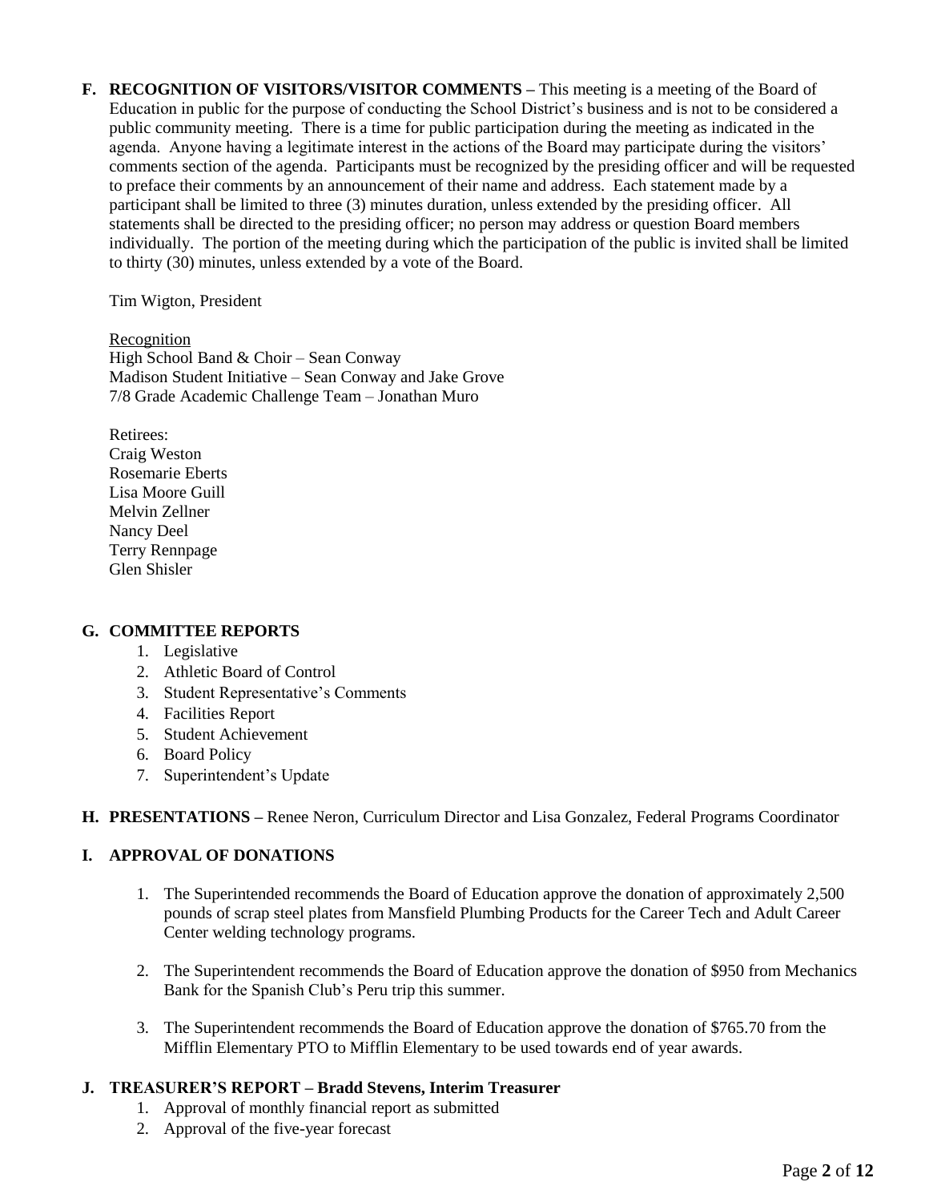**F. RECOGNITION OF VISITORS/VISITOR COMMENTS –** This meeting is a meeting of the Board of Education in public for the purpose of conducting the School District's business and is not to be considered a public community meeting. There is a time for public participation during the meeting as indicated in the agenda. Anyone having a legitimate interest in the actions of the Board may participate during the visitors' comments section of the agenda. Participants must be recognized by the presiding officer and will be requested to preface their comments by an announcement of their name and address. Each statement made by a participant shall be limited to three (3) minutes duration, unless extended by the presiding officer. All statements shall be directed to the presiding officer; no person may address or question Board members individually. The portion of the meeting during which the participation of the public is invited shall be limited to thirty (30) minutes, unless extended by a vote of the Board.

Tim Wigton, President

Recognition
High School Band & Choir – Sean Conway
Madison Student Initiative – Sean Conway and Jake Grove
7/8 Grade Academic Challenge Team – Jonathan Muro

Retirees:
Craig Weston
Rosemarie Eberts
Lisa Moore Guill
Melvin Zellner
Nancy Deel
Terry Rennpage
Glen Shisler

**G. COMMITTEE REPORTS**

1. Legislative
2. Athletic Board of Control
3. Student Representative's Comments
4. Facilities Report
5. Student Achievement
6. Board Policy
7. Superintendent's Update

**H. PRESENTATIONS –** Renee Neron, Curriculum Director and Lisa Gonzalez, Federal Programs Coordinator

**I. APPROVAL OF DONATIONS**

1. The Superintended recommends the Board of Education approve the donation of approximately 2,500 pounds of scrap steel plates from Mansfield Plumbing Products for the Career Tech and Adult Career Center welding technology programs.

2. The Superintendent recommends the Board of Education approve the donation of $950 from Mechanics Bank for the Spanish Club's Peru trip this summer.

3. The Superintendent recommends the Board of Education approve the donation of $765.70 from the Mifflin Elementary PTO to Mifflin Elementary to be used towards end of year awards.

**J. TREASURER'S REPORT – Bradd Stevens, Interim Treasurer**

1. Approval of monthly financial report as submitted
2. Approval of the five-year forecast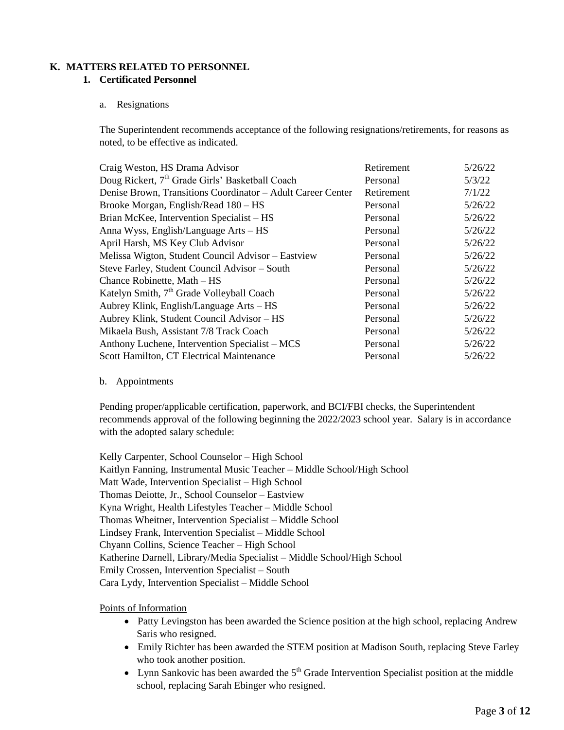## K. MATTERS RELATED TO PERSONNEL

### 1. Certificated Personnel

a. Resignations

The Superintendent recommends acceptance of the following resignations/retirements, for reasons as noted, to be effective as indicated.

| | | |
|---|---|---|
| Craig Weston, HS Drama Advisor | Retirement | 5/26/22 |
| Doug Rickert, 7th Grade Girls' Basketball Coach | Personal | 5/3/22 |
| Denise Brown, Transitions Coordinator – Adult Career Center | Retirement | 7/1/22 |
| Brooke Morgan, English/Read 180 – HS | Personal | 5/26/22 |
| Brian McKee, Intervention Specialist – HS | Personal | 5/26/22 |
| Anna Wyss, English/Language Arts – HS | Personal | 5/26/22 |
| April Harsh, MS Key Club Advisor | Personal | 5/26/22 |
| Melissa Wigton, Student Council Advisor – Eastview | Personal | 5/26/22 |
| Steve Farley, Student Council Advisor – South | Personal | 5/26/22 |
| Chance Robinette, Math – HS | Personal | 5/26/22 |
| Katelyn Smith, 7th Grade Volleyball Coach | Personal | 5/26/22 |
| Aubrey Klink, English/Language Arts – HS | Personal | 5/26/22 |
| Aubrey Klink, Student Council Advisor – HS | Personal | 5/26/22 |
| Mikaela Bush, Assistant 7/8 Track Coach | Personal | 5/26/22 |
| Anthony Luchene, Intervention Specialist – MCS | Personal | 5/26/22 |
| Scott Hamilton, CT Electrical Maintenance | Personal | 5/26/22 |

b. Appointments

Pending proper/applicable certification, paperwork, and BCI/FBI checks, the Superintendent recommends approval of the following beginning the 2022/2023 school year. Salary is in accordance with the adopted salary schedule:

Kelly Carpenter, School Counselor – High School
Kaitlyn Fanning, Instrumental Music Teacher – Middle School/High School
Matt Wade, Intervention Specialist – High School
Thomas Deiotte, Jr., School Counselor – Eastview
Kyna Wright, Health Lifestyles Teacher – Middle School
Thomas Wheitner, Intervention Specialist – Middle School
Lindsey Frank, Intervention Specialist – Middle School
Chyann Collins, Science Teacher – High School
Katherine Darnell, Library/Media Specialist – Middle School/High School
Emily Crossen, Intervention Specialist – South
Cara Lydy, Intervention Specialist – Middle School

<u>Points of Information</u>

- Patty Levingston has been awarded the Science position at the high school, replacing Andrew Saris who resigned.
- Emily Richter has been awarded the STEM position at Madison South, replacing Steve Farley who took another position.
- Lynn Sankovic has been awarded the 5th Grade Intervention Specialist position at the middle school, replacing Sarah Ebinger who resigned.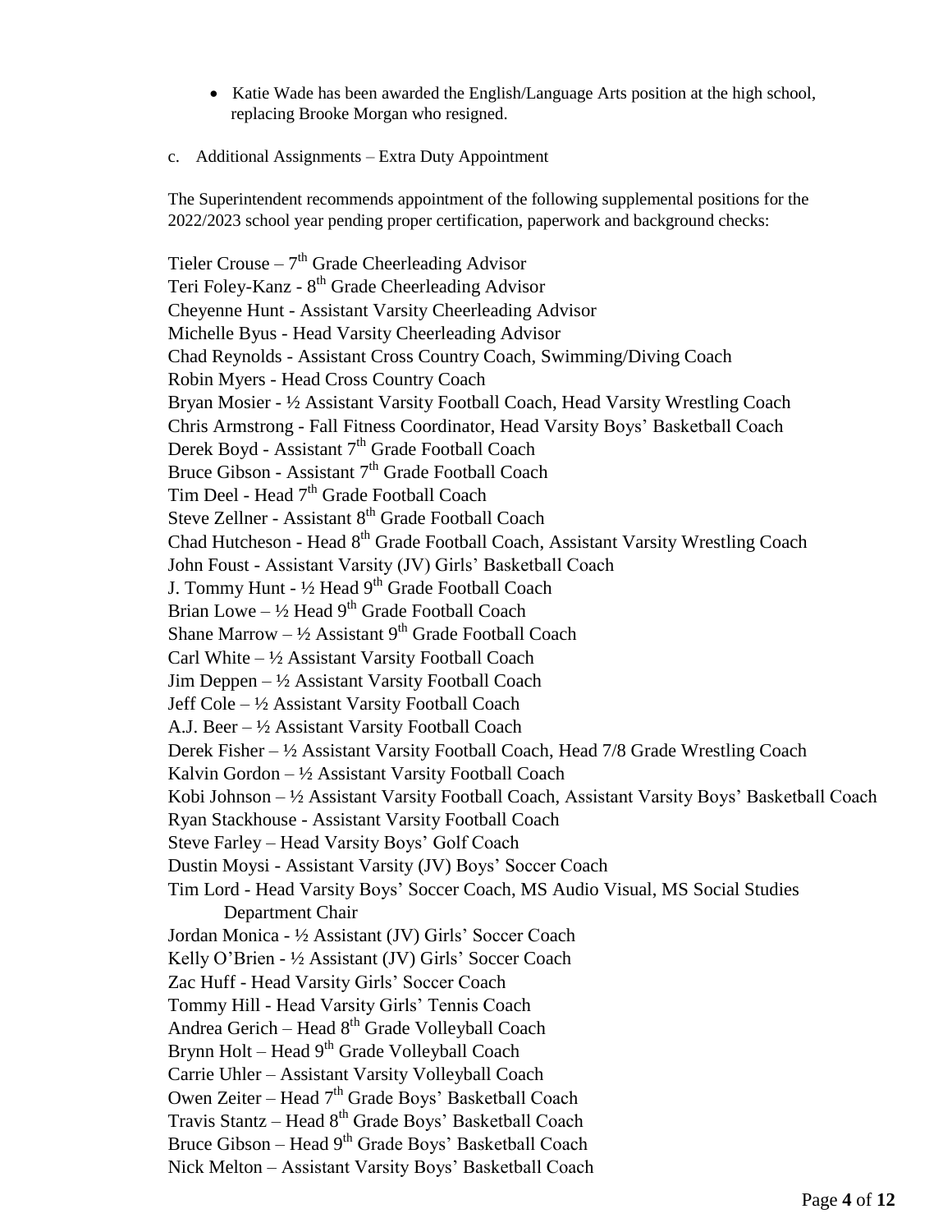- Katie Wade has been awarded the English/Language Arts position at the high school, replacing Brooke Morgan who resigned.

c. Additional Assignments – Extra Duty Appointment

The Superintendent recommends appointment of the following supplemental positions for the 2022/2023 school year pending proper certification, paperwork and background checks:

Tieler Crouse – 7th Grade Cheerleading Advisor
Teri Foley-Kanz - 8th Grade Cheerleading Advisor
Cheyenne Hunt - Assistant Varsity Cheerleading Advisor
Michelle Byus - Head Varsity Cheerleading Advisor
Chad Reynolds - Assistant Cross Country Coach, Swimming/Diving Coach
Robin Myers - Head Cross Country Coach
Bryan Mosier - ½ Assistant Varsity Football Coach, Head Varsity Wrestling Coach
Chris Armstrong - Fall Fitness Coordinator, Head Varsity Boys' Basketball Coach
Derek Boyd - Assistant 7th Grade Football Coach
Bruce Gibson - Assistant 7th Grade Football Coach
Tim Deel - Head 7th Grade Football Coach
Steve Zellner - Assistant 8th Grade Football Coach
Chad Hutcheson - Head 8th Grade Football Coach, Assistant Varsity Wrestling Coach
John Foust - Assistant Varsity (JV) Girls' Basketball Coach
J. Tommy Hunt - ½ Head 9th Grade Football Coach
Brian Lowe – ½ Head 9th Grade Football Coach
Shane Marrow – ½ Assistant 9th Grade Football Coach
Carl White – ½ Assistant Varsity Football Coach
Jim Deppen – ½ Assistant Varsity Football Coach
Jeff Cole – ½ Assistant Varsity Football Coach
A.J. Beer – ½ Assistant Varsity Football Coach
Derek Fisher – ½ Assistant Varsity Football Coach, Head 7/8 Grade Wrestling Coach
Kalvin Gordon – ½ Assistant Varsity Football Coach
Kobi Johnson – ½ Assistant Varsity Football Coach, Assistant Varsity Boys' Basketball Coach
Ryan Stackhouse - Assistant Varsity Football Coach
Steve Farley – Head Varsity Boys' Golf Coach
Dustin Moysi - Assistant Varsity (JV) Boys' Soccer Coach
Tim Lord - Head Varsity Boys' Soccer Coach, MS Audio Visual, MS Social Studies Department Chair
Jordan Monica - ½ Assistant (JV) Girls' Soccer Coach
Kelly O'Brien - ½ Assistant (JV) Girls' Soccer Coach
Zac Huff - Head Varsity Girls' Soccer Coach
Tommy Hill - Head Varsity Girls' Tennis Coach
Andrea Gerich – Head 8th Grade Volleyball Coach
Brynn Holt – Head 9th Grade Volleyball Coach
Carrie Uhler – Assistant Varsity Volleyball Coach
Owen Zeiter – Head 7th Grade Boys' Basketball Coach
Travis Stantz – Head 8th Grade Boys' Basketball Coach
Bruce Gibson – Head 9th Grade Boys' Basketball Coach
Nick Melton – Assistant Varsity Boys' Basketball Coach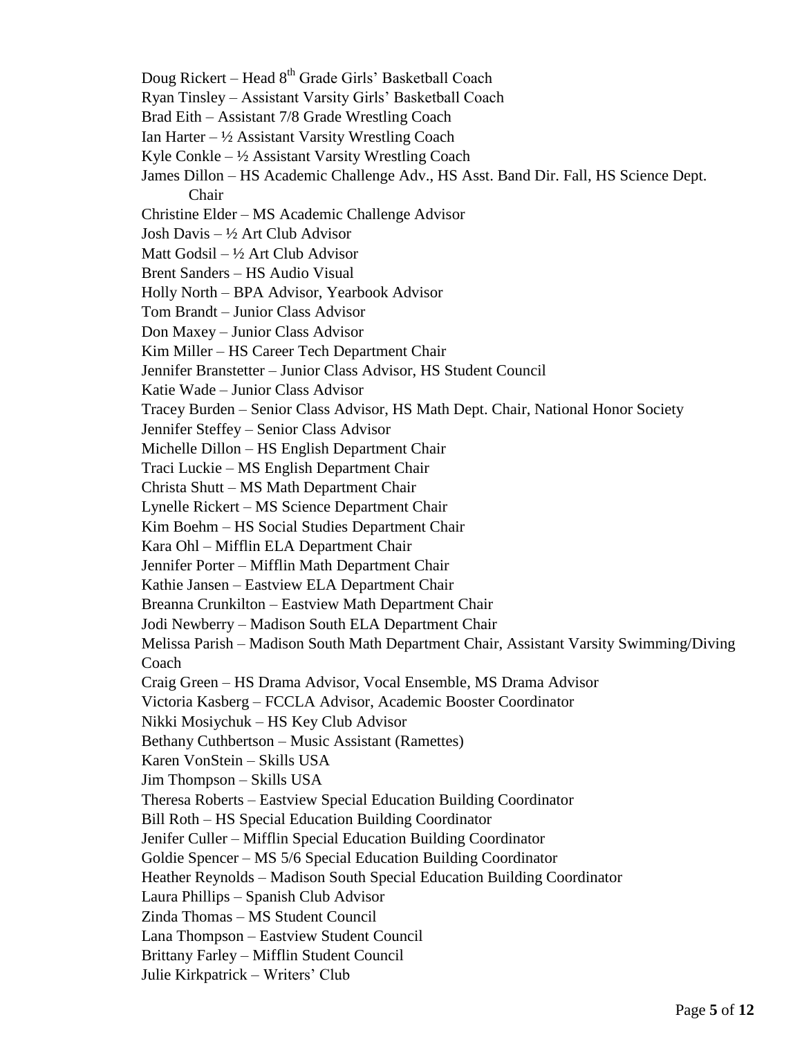Doug Rickert – Head 8th Grade Girls' Basketball Coach
Ryan Tinsley – Assistant Varsity Girls' Basketball Coach
Brad Eith – Assistant 7/8 Grade Wrestling Coach
Ian Harter – ½ Assistant Varsity Wrestling Coach
Kyle Conkle – ½ Assistant Varsity Wrestling Coach
James Dillon – HS Academic Challenge Adv., HS Asst. Band Dir. Fall, HS Science Dept. Chair
Christine Elder – MS Academic Challenge Advisor
Josh Davis – ½ Art Club Advisor
Matt Godsil – ½ Art Club Advisor
Brent Sanders – HS Audio Visual
Holly North – BPA Advisor, Yearbook Advisor
Tom Brandt – Junior Class Advisor
Don Maxey – Junior Class Advisor
Kim Miller – HS Career Tech Department Chair
Jennifer Branstetter – Junior Class Advisor, HS Student Council
Katie Wade – Junior Class Advisor
Tracey Burden – Senior Class Advisor, HS Math Dept. Chair, National Honor Society
Jennifer Steffey – Senior Class Advisor
Michelle Dillon – HS English Department Chair
Traci Luckie – MS English Department Chair
Christa Shutt – MS Math Department Chair
Lynelle Rickert – MS Science Department Chair
Kim Boehm – HS Social Studies Department Chair
Kara Ohl – Mifflin ELA Department Chair
Jennifer Porter – Mifflin Math Department Chair
Kathie Jansen – Eastview ELA Department Chair
Breanna Crunkilton – Eastview Math Department Chair
Jodi Newberry – Madison South ELA Department Chair
Melissa Parish – Madison South Math Department Chair, Assistant Varsity Swimming/Diving Coach
Craig Green – HS Drama Advisor, Vocal Ensemble, MS Drama Advisor
Victoria Kasberg – FCCLA Advisor, Academic Booster Coordinator
Nikki Mosiychuk – HS Key Club Advisor
Bethany Cuthbertson – Music Assistant (Ramettes)
Karen VonStein – Skills USA
Jim Thompson – Skills USA
Theresa Roberts – Eastview Special Education Building Coordinator
Bill Roth – HS Special Education Building Coordinator
Jenifer Culler – Mifflin Special Education Building Coordinator
Goldie Spencer – MS 5/6 Special Education Building Coordinator
Heather Reynolds – Madison South Special Education Building Coordinator
Laura Phillips – Spanish Club Advisor
Zinda Thomas – MS Student Council
Lana Thompson – Eastview Student Council
Brittany Farley – Mifflin Student Council
Julie Kirkpatrick – Writers' Club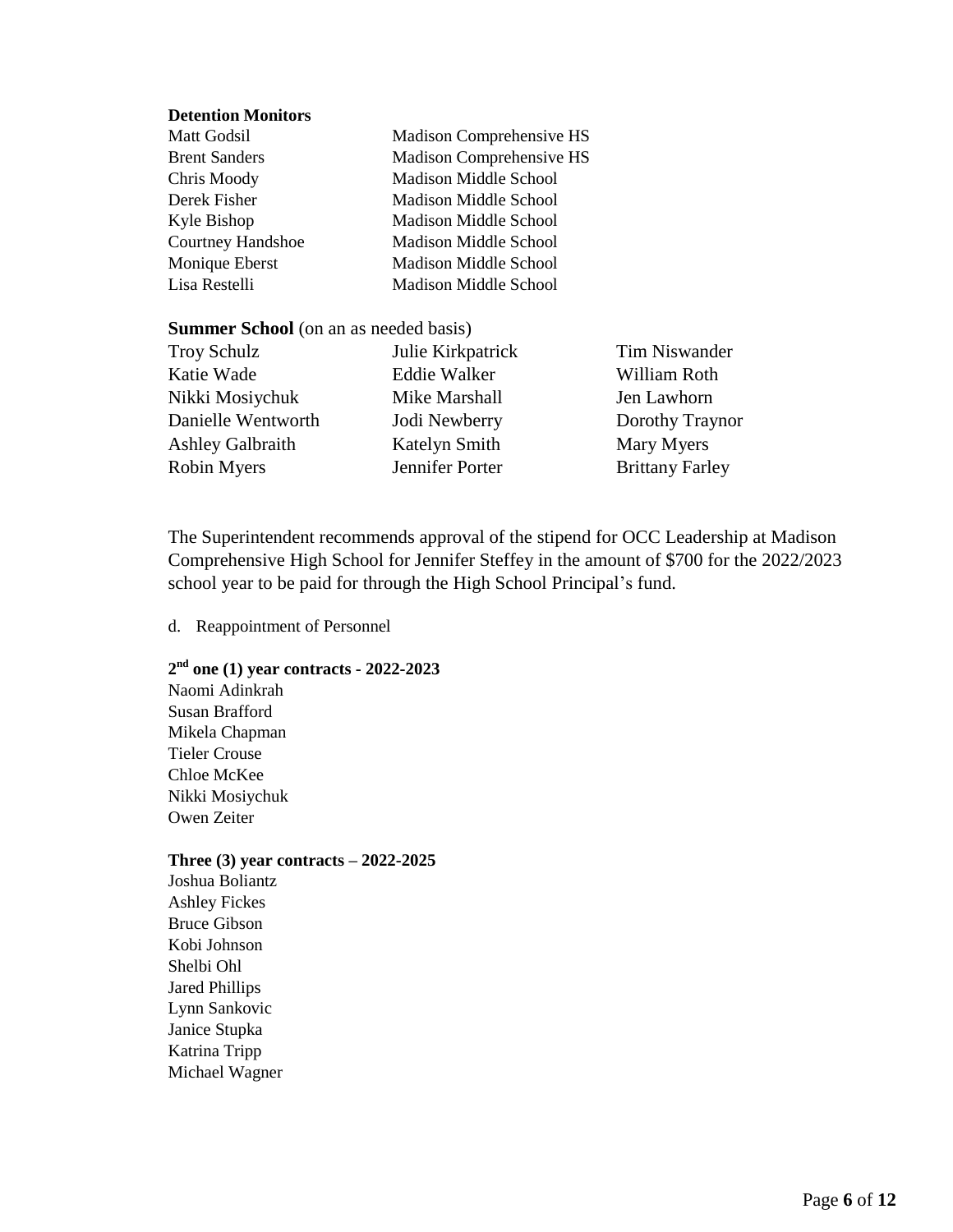**Detention Monitors**

| | |
|---|---|
| Matt Godsil | Madison Comprehensive HS |
| Brent Sanders | Madison Comprehensive HS |
| Chris Moody | Madison Middle School |
| Derek Fisher | Madison Middle School |
| Kyle Bishop | Madison Middle School |
| Courtney Handshoe | Madison Middle School |
| Monique Eberst | Madison Middle School |
| Lisa Restelli | Madison Middle School |

**Summer School** (on an as needed basis)

| | | |
|---|---|---|
| Troy Schulz | Julie Kirkpatrick | Tim Niswander |
| Katie Wade | Eddie Walker | William Roth |
| Nikki Mosiychuk | Mike Marshall | Jen Lawhorn |
| Danielle Wentworth | Jodi Newberry | Dorothy Traynor |
| Ashley Galbraith | Katelyn Smith | Mary Myers |
| Robin Myers | Jennifer Porter | Brittany Farley |

The Superintendent recommends approval of the stipend for OCC Leadership at Madison Comprehensive High School for Jennifer Steffey in the amount of $700 for the 2022/2023 school year to be paid for through the High School Principal's fund.

d. Reappointment of Personnel

**2nd one (1) year contracts - 2022-2023**

Naomi Adinkrah
Susan Brafford
Mikela Chapman
Tieler Crouse
Chloe McKee
Nikki Mosiychuk
Owen Zeiter

**Three (3) year contracts – 2022-2025**

Joshua Boliantz
Ashley Fickes
Bruce Gibson
Kobi Johnson
Shelbi Ohl
Jared Phillips
Lynn Sankovic
Janice Stupka
Katrina Tripp
Michael Wagner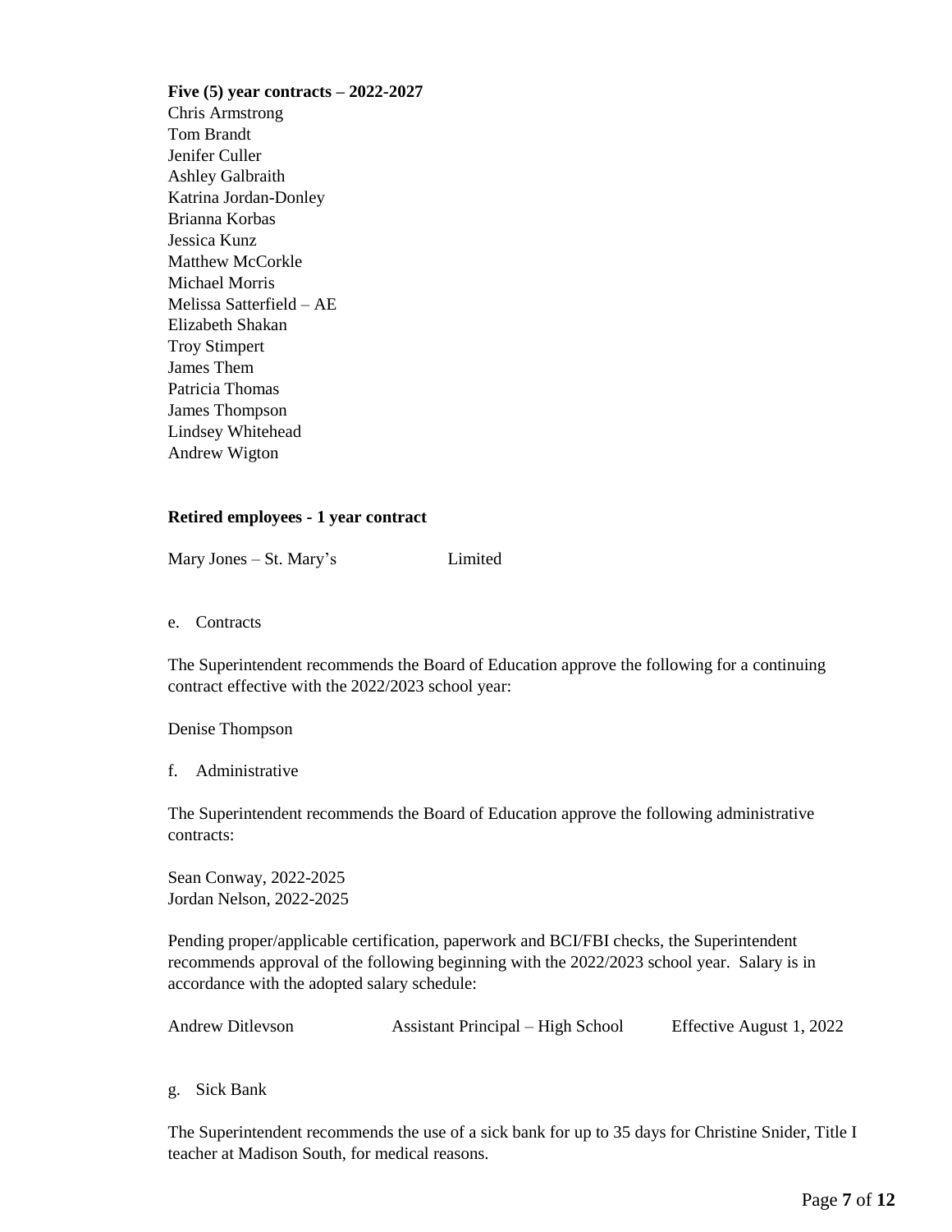**Five (5) year contracts – 2022-2027**

Chris Armstrong
Tom Brandt
Jenifer Culler
Ashley Galbraith
Katrina Jordan-Donley
Brianna Korbas
Jessica Kunz
Matthew McCorkle
Michael Morris
Melissa Satterfield – AE
Elizabeth Shakan
Troy Stimpert
James Them
Patricia Thomas
James Thompson
Lindsey Whitehead
Andrew Wigton

**Retired employees - 1 year contract**

Mary Jones – St. Mary's Limited

e. Contracts

The Superintendent recommends the Board of Education approve the following for a continuing contract effective with the 2022/2023 school year:

Denise Thompson

f. Administrative

The Superintendent recommends the Board of Education approve the following administrative contracts:

Sean Conway, 2022-2025
Jordan Nelson, 2022-2025

Pending proper/applicable certification, paperwork and BCI/FBI checks, the Superintendent recommends approval of the following beginning with the 2022/2023 school year. Salary is in accordance with the adopted salary schedule:

| Andrew Ditlevson | Assistant Principal – High School | Effective August 1, 2022 |
|---|---|---|

g. Sick Bank

The Superintendent recommends the use of a sick bank for up to 35 days for Christine Snider, Title I teacher at Madison South, for medical reasons.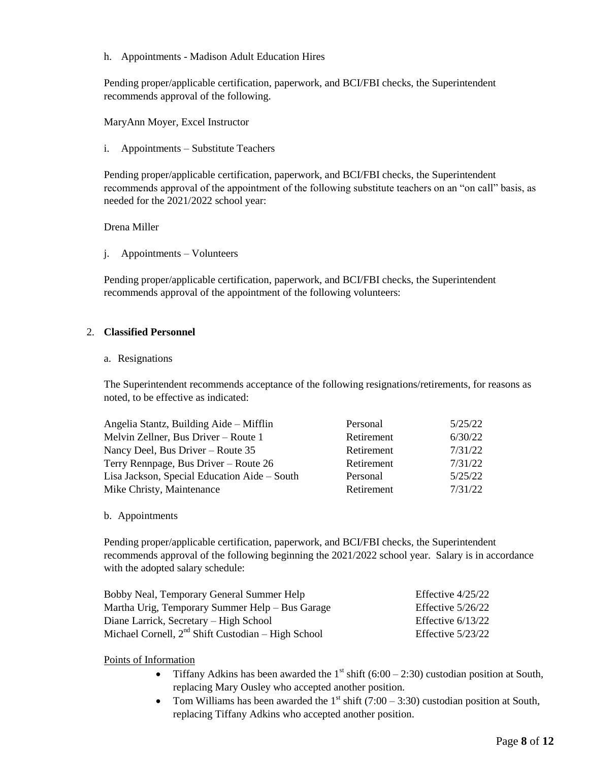h. Appointments - Madison Adult Education Hires

Pending proper/applicable certification, paperwork, and BCI/FBI checks, the Superintendent recommends approval of the following.

MaryAnn Moyer, Excel Instructor

i. Appointments – Substitute Teachers

Pending proper/applicable certification, paperwork, and BCI/FBI checks, the Superintendent recommends approval of the appointment of the following substitute teachers on an "on call" basis, as needed for the 2021/2022 school year:

Drena Miller

j. Appointments – Volunteers

Pending proper/applicable certification, paperwork, and BCI/FBI checks, the Superintendent recommends approval of the appointment of the following volunteers:

2. **Classified Personnel**

a. Resignations

The Superintendent recommends acceptance of the following resignations/retirements, for reasons as noted, to be effective as indicated:

| | | |
|---|---|---|
| Angelia Stantz, Building Aide – Mifflin | Personal | 5/25/22 |
| Melvin Zellner, Bus Driver – Route 1 | Retirement | 6/30/22 |
| Nancy Deel, Bus Driver – Route 35 | Retirement | 7/31/22 |
| Terry Rennpage, Bus Driver – Route 26 | Retirement | 7/31/22 |
| Lisa Jackson, Special Education Aide – South | Personal | 5/25/22 |
| Mike Christy, Maintenance | Retirement | 7/31/22 |

b. Appointments

Pending proper/applicable certification, paperwork, and BCI/FBI checks, the Superintendent recommends approval of the following beginning the 2021/2022 school year. Salary is in accordance with the adopted salary schedule:

| | |
|---|---|
| Bobby Neal, Temporary General Summer Help | Effective 4/25/22 |
| Martha Urig, Temporary Summer Help – Bus Garage | Effective 5/26/22 |
| Diane Larrick, Secretary – High School | Effective 6/13/22 |
| Michael Cornell, 2nd Shift Custodian – High School | Effective 5/23/22 |

Points of Information

- Tiffany Adkins has been awarded the 1st shift (6:00 – 2:30) custodian position at South, replacing Mary Ousley who accepted another position.
- Tom Williams has been awarded the 1st shift (7:00 – 3:30) custodian position at South, replacing Tiffany Adkins who accepted another position.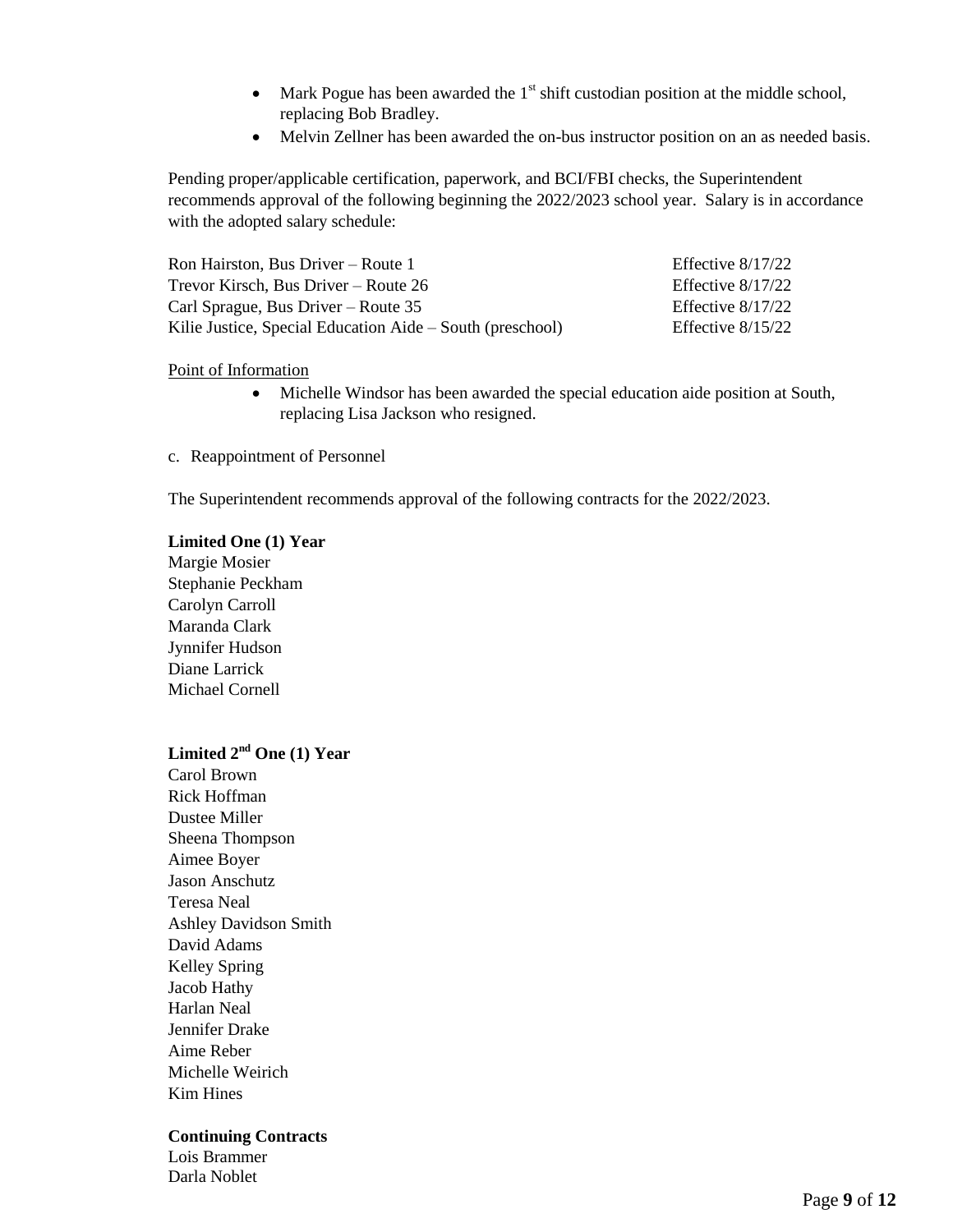- Mark Pogue has been awarded the 1st shift custodian position at the middle school, replacing Bob Bradley.
- Melvin Zellner has been awarded the on-bus instructor position on an as needed basis.

Pending proper/applicable certification, paperwork, and BCI/FBI checks, the Superintendent recommends approval of the following beginning the 2022/2023 school year. Salary is in accordance with the adopted salary schedule:

| | |
|---|---|
| Ron Hairston, Bus Driver – Route 1 | Effective 8/17/22 |
| Trevor Kirsch, Bus Driver – Route 26 | Effective 8/17/22 |
| Carl Sprague, Bus Driver – Route 35 | Effective 8/17/22 |
| Kilie Justice, Special Education Aide – South (preschool) | Effective 8/15/22 |

Point of Information

- Michelle Windsor has been awarded the special education aide position at South, replacing Lisa Jackson who resigned.

c. Reappointment of Personnel

The Superintendent recommends approval of the following contracts for the 2022/2023.

**Limited One (1) Year**

Margie Mosier
Stephanie Peckham
Carolyn Carroll
Maranda Clark
Jynnifer Hudson
Diane Larrick
Michael Cornell

**Limited 2nd One (1) Year**

Carol Brown
Rick Hoffman
Dustee Miller
Sheena Thompson
Aimee Boyer
Jason Anschutz
Teresa Neal
Ashley Davidson Smith
David Adams
Kelley Spring
Jacob Hathy
Harlan Neal
Jennifer Drake
Aime Reber
Michelle Weirich
Kim Hines

**Continuing Contracts**

Lois Brammer
Darla Noblet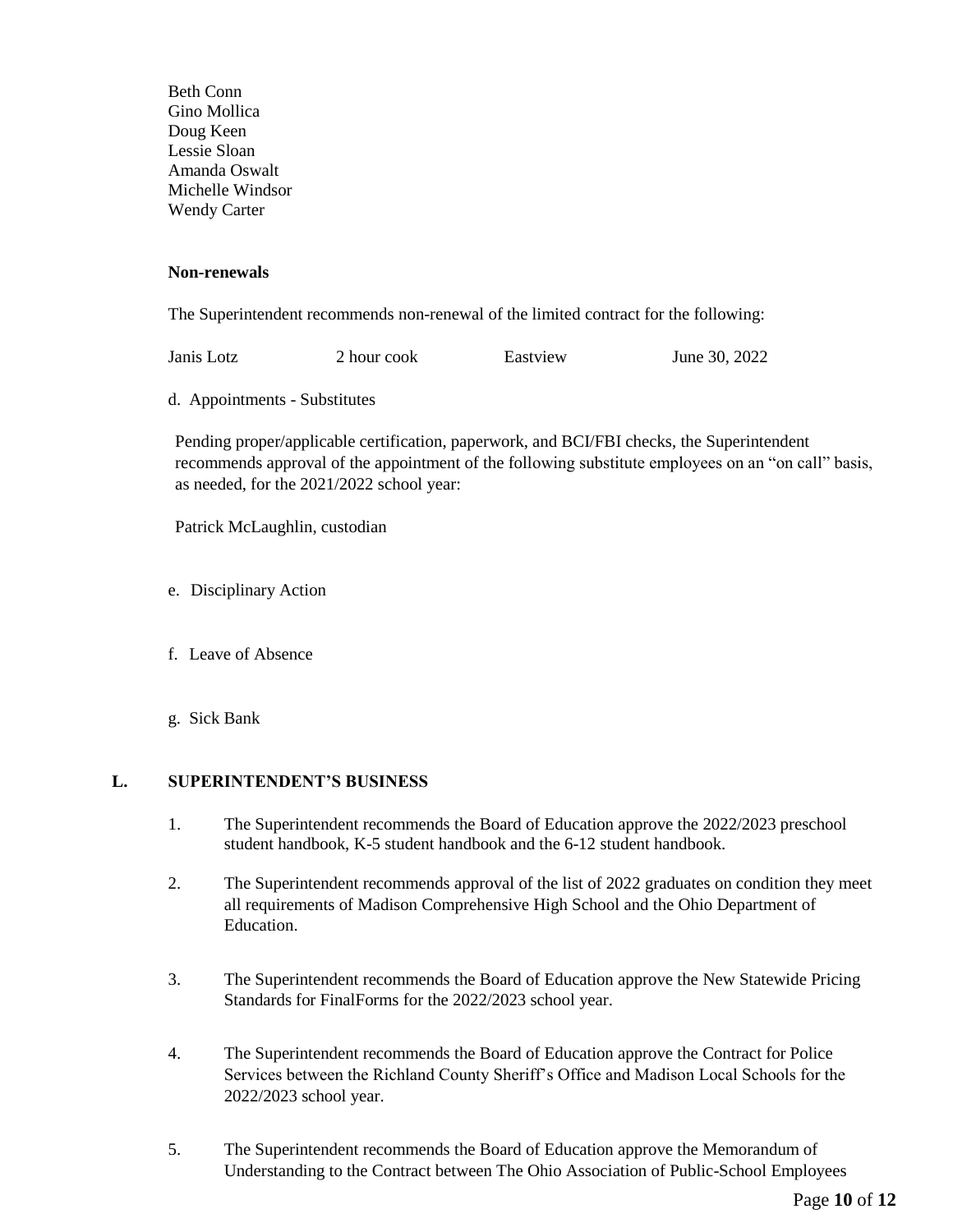Beth Conn
Gino Mollica
Doug Keen
Lessie Sloan
Amanda Oswalt
Michelle Windsor
Wendy Carter

**Non-renewals**

The Superintendent recommends non-renewal of the limited contract for the following:

| Janis Lotz | 2 hour cook | Eastview | June 30, 2022 |
|---|---|---|---|

d. Appointments - Substitutes

Pending proper/applicable certification, paperwork, and BCI/FBI checks, the Superintendent recommends approval of the appointment of the following substitute employees on an "on call" basis, as needed, for the 2021/2022 school year:

Patrick McLaughlin, custodian

e. Disciplinary Action

f. Leave of Absence

g. Sick Bank

## L. SUPERINTENDENT'S BUSINESS

1. The Superintendent recommends the Board of Education approve the 2022/2023 preschool student handbook, K-5 student handbook and the 6-12 student handbook.

2. The Superintendent recommends approval of the list of 2022 graduates on condition they meet all requirements of Madison Comprehensive High School and the Ohio Department of Education.

3. The Superintendent recommends the Board of Education approve the New Statewide Pricing Standards for FinalForms for the 2022/2023 school year.

4. The Superintendent recommends the Board of Education approve the Contract for Police Services between the Richland County Sheriff's Office and Madison Local Schools for the 2022/2023 school year.

5. The Superintendent recommends the Board of Education approve the Memorandum of Understanding to the Contract between The Ohio Association of Public-School Employees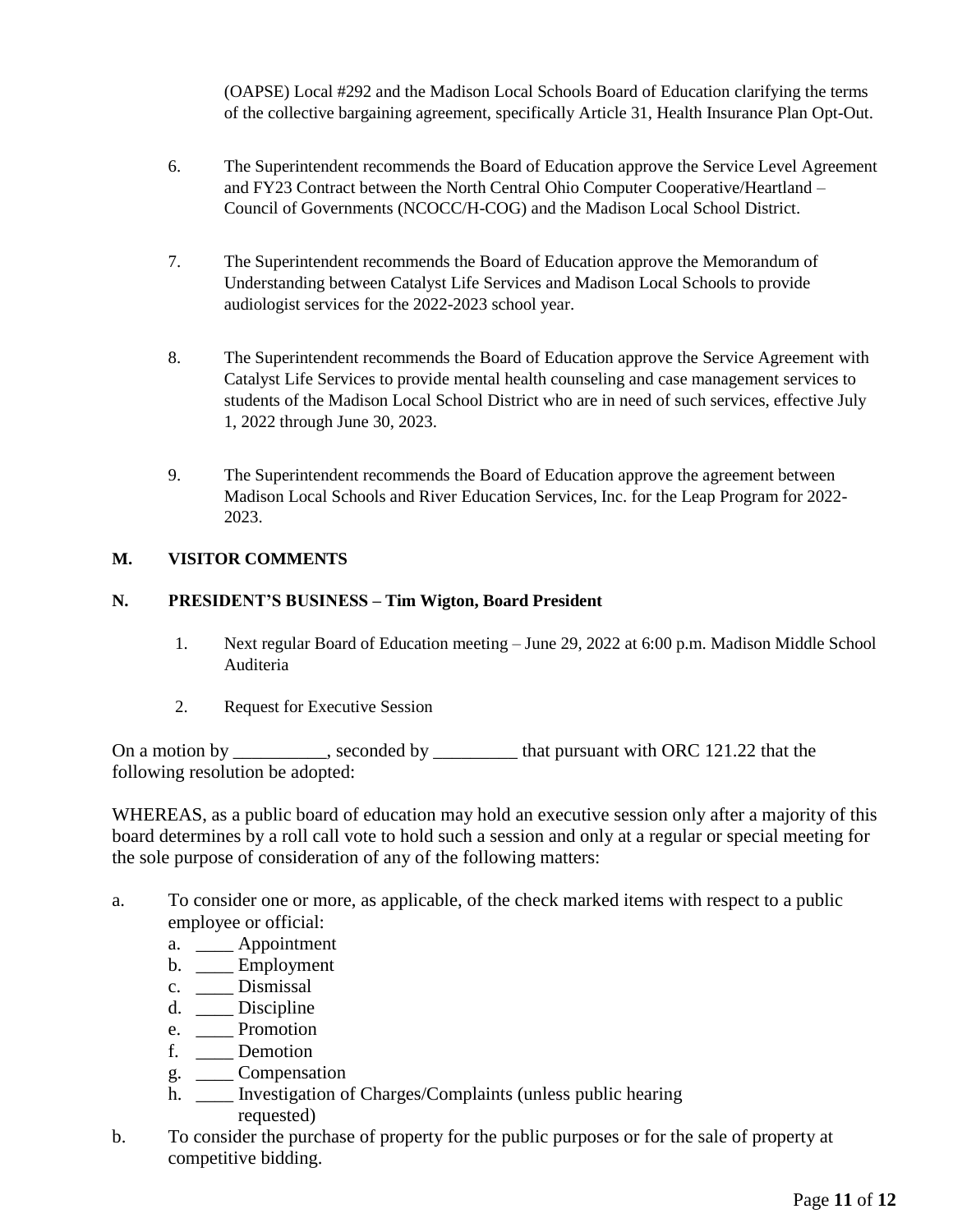(OAPSE) Local #292 and the Madison Local Schools Board of Education clarifying the terms of the collective bargaining agreement, specifically Article 31, Health Insurance Plan Opt-Out.

6. The Superintendent recommends the Board of Education approve the Service Level Agreement and FY23 Contract between the North Central Ohio Computer Cooperative/Heartland – Council of Governments (NCOCC/H-COG) and the Madison Local School District.

7. The Superintendent recommends the Board of Education approve the Memorandum of Understanding between Catalyst Life Services and Madison Local Schools to provide audiologist services for the 2022-2023 school year.

8. The Superintendent recommends the Board of Education approve the Service Agreement with Catalyst Life Services to provide mental health counseling and case management services to students of the Madison Local School District who are in need of such services, effective July 1, 2022 through June 30, 2023.

9. The Superintendent recommends the Board of Education approve the agreement between Madison Local Schools and River Education Services, Inc. for the Leap Program for 2022-2023.

**M. VISITOR COMMENTS**

**N. PRESIDENT'S BUSINESS – Tim Wigton, Board President**

1. Next regular Board of Education meeting – June 29, 2022 at 6:00 p.m. Madison Middle School Auditeria

2. Request for Executive Session

On a motion by __________, seconded by _________ that pursuant with ORC 121.22 that the following resolution be adopted:

WHEREAS, as a public board of education may hold an executive session only after a majority of this board determines by a roll call vote to hold such a session and only at a regular or special meeting for the sole purpose of consideration of any of the following matters:

a. To consider one or more, as applicable, of the check marked items with respect to a public employee or official:
   a. ____ Appointment
   b. ____ Employment
   c. ____ Dismissal
   d. ____ Discipline
   e. ____ Promotion
   f. ____ Demotion
   g. ____ Compensation
   h. ____ Investigation of Charges/Complaints (unless public hearing requested)

b. To consider the purchase of property for the public purposes or for the sale of property at competitive bidding.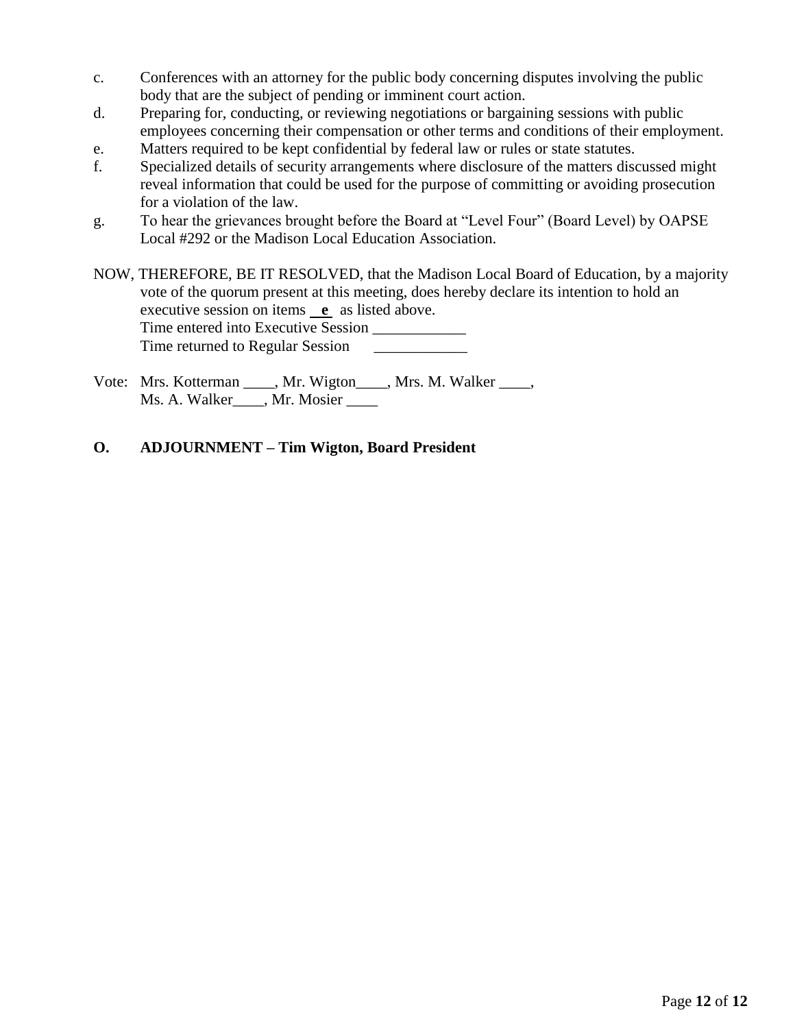c. Conferences with an attorney for the public body concerning disputes involving the public body that are the subject of pending or imminent court action.

d. Preparing for, conducting, or reviewing negotiations or bargaining sessions with public employees concerning their compensation or other terms and conditions of their employment.

e. Matters required to be kept confidential by federal law or rules or state statutes.

f. Specialized details of security arrangements where disclosure of the matters discussed might reveal information that could be used for the purpose of committing or avoiding prosecution for a violation of the law.

g. To hear the grievances brought before the Board at "Level Four" (Board Level) by OAPSE Local #292 or the Madison Local Education Association.

NOW, THEREFORE, BE IT RESOLVED, that the Madison Local Board of Education, by a majority vote of the quorum present at this meeting, does hereby declare its intention to hold an executive session on items **e** as listed above.
Time entered into Executive Session ____________
Time returned to Regular Session ____________

Vote: Mrs. Kotterman ____, Mr. Wigton____, Mrs. M. Walker ____,
Ms. A. Walker____, Mr. Mosier ____

## O. ADJOURNMENT – Tim Wigton, Board President